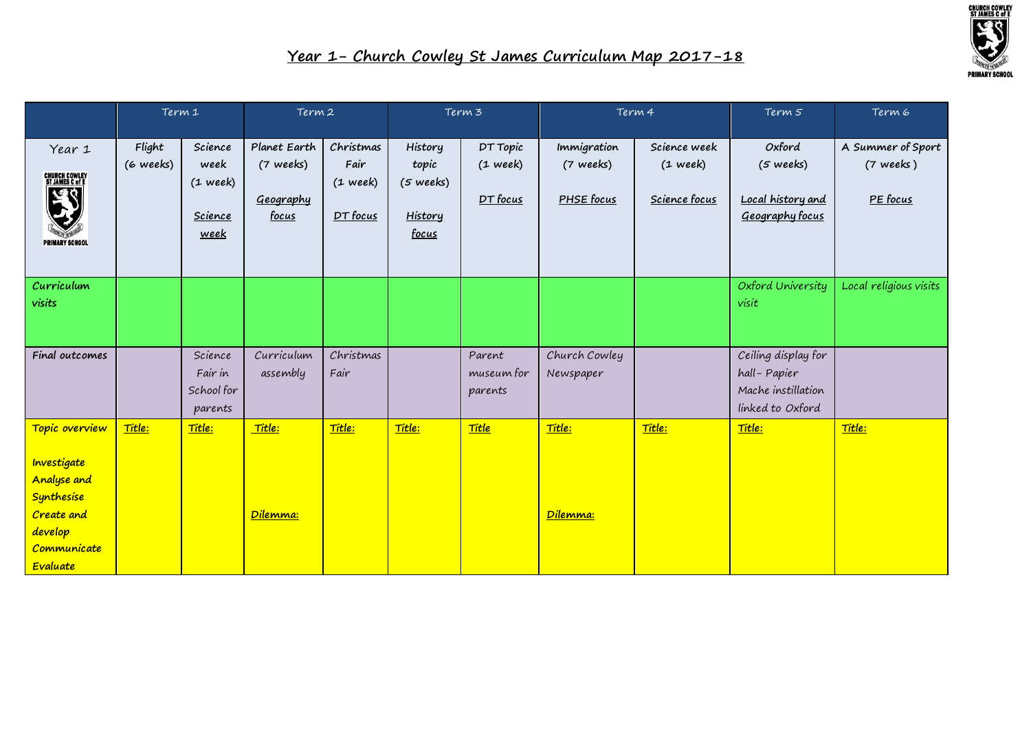# Year 1- Church Cowley St James Curriculum Map 2017-18

| | Term 1 | | Term 2 | | Term 3 | | Term 4 | | Term 5 | Term 6 |
|---|---|---|---|---|---|---|---|---|---|---|
| Year 1 | Flight (6 weeks) | Science week (1 week) Science week | Planet Earth (7 weeks) Geography focus | Christmas Fair (1 week) DT focus | History topic (5 weeks) History focus | DT Topic (1 week) DT focus | Immigration (7 weeks) PHSE focus | Science week (1 week) Science focus | Oxford (5 weeks) Local history and Geography focus | A Summer of Sport (7 weeks) PE focus |
| **Curriculum visits** | | | | | | | | | Oxford University visit | Local religious visits |
| **Final outcomes** | | Science Fair in School for parents | Curriculum assembly | Christmas Fair | | Parent museum for parents | Church Cowley Newspaper | | Ceiling display for hall- Papier Mache instillation linked to Oxford | |
| **Topic overview** Investigate Analyse and Synthesise Create and develop Communicate Evaluate | Title: | Title: | Title: Dilemma: | Title: | Title: | Title | Title: Dilemma: | Title: | Title: | Title: |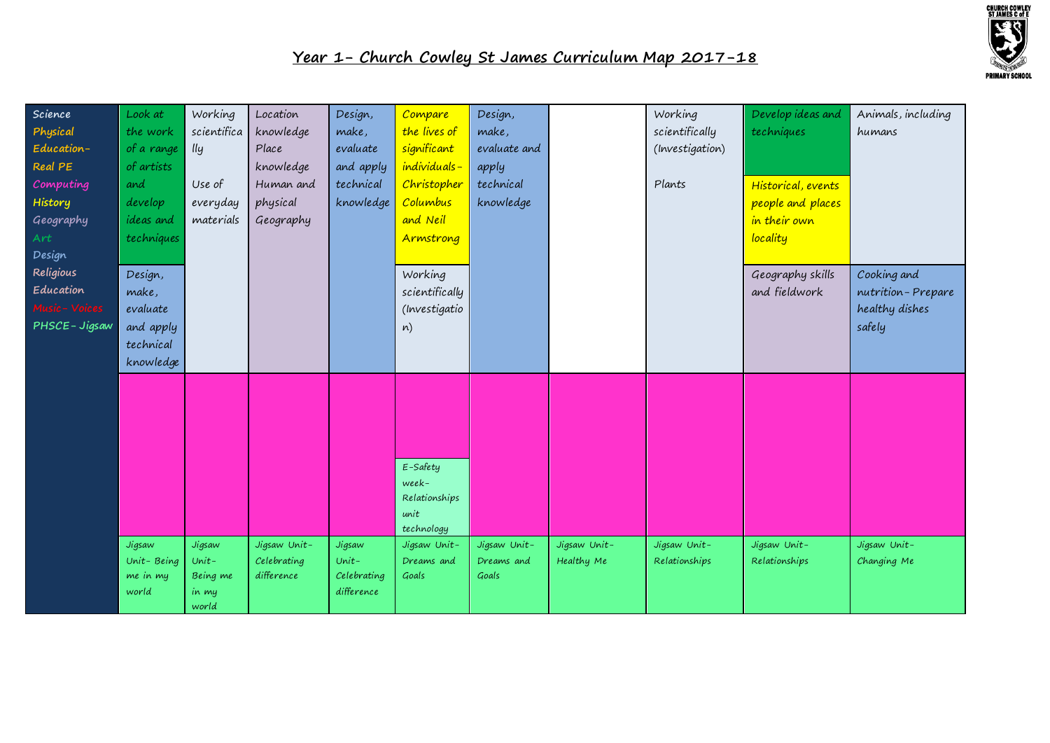# Year 1- Church Cowley St James Curriculum Map 2017-18

| Science<br>Physical Education- Real PE<br>Computing<br>History<br>Geography<br>Art<br>Design<br>Religious Education<br>Music- Voices<br>PHSCE- Jigsaw | | | | | | | | | |
|---|---|---|---|---|---|---|---|---|---|
| | Look at the work of a range of artists and develop ideas and techniques | Working scientifically<br><br>Use of everyday materials | Location knowledge Place knowledge Human and physical Geography | Design, make, evaluate and apply technical knowledge | Compare the lives of significant individuals- Christopher Columbus and Neil Armstrong | Design, make, evaluate and apply technical knowledge | | Working scientifically (Investigation)<br><br>Plants | Develop ideas and techniques<br><br>Historical, events people and places in their own locality | Animals, including humans |
| | Design, make, evaluate and apply technical knowledge | | | | Working scientifically (Investigation) | | | | Geography skills and fieldwork | Cooking and nutrition- Prepare healthy dishes safely |
| | | | | | E-Safety week- Relationships unit technology | | | | | |
| | Jigsaw Unit- Being me in my world | Jigsaw Unit- Being me in my world | Jigsaw Unit- Celebrating difference | Jigsaw Unit- Celebrating difference | Jigsaw Unit- Dreams and Goals | Jigsaw Unit- Dreams and Goals | Jigsaw Unit- Healthy Me | Jigsaw Unit- Relationships | Jigsaw Unit- Relationships | Jigsaw Unit- Changing Me |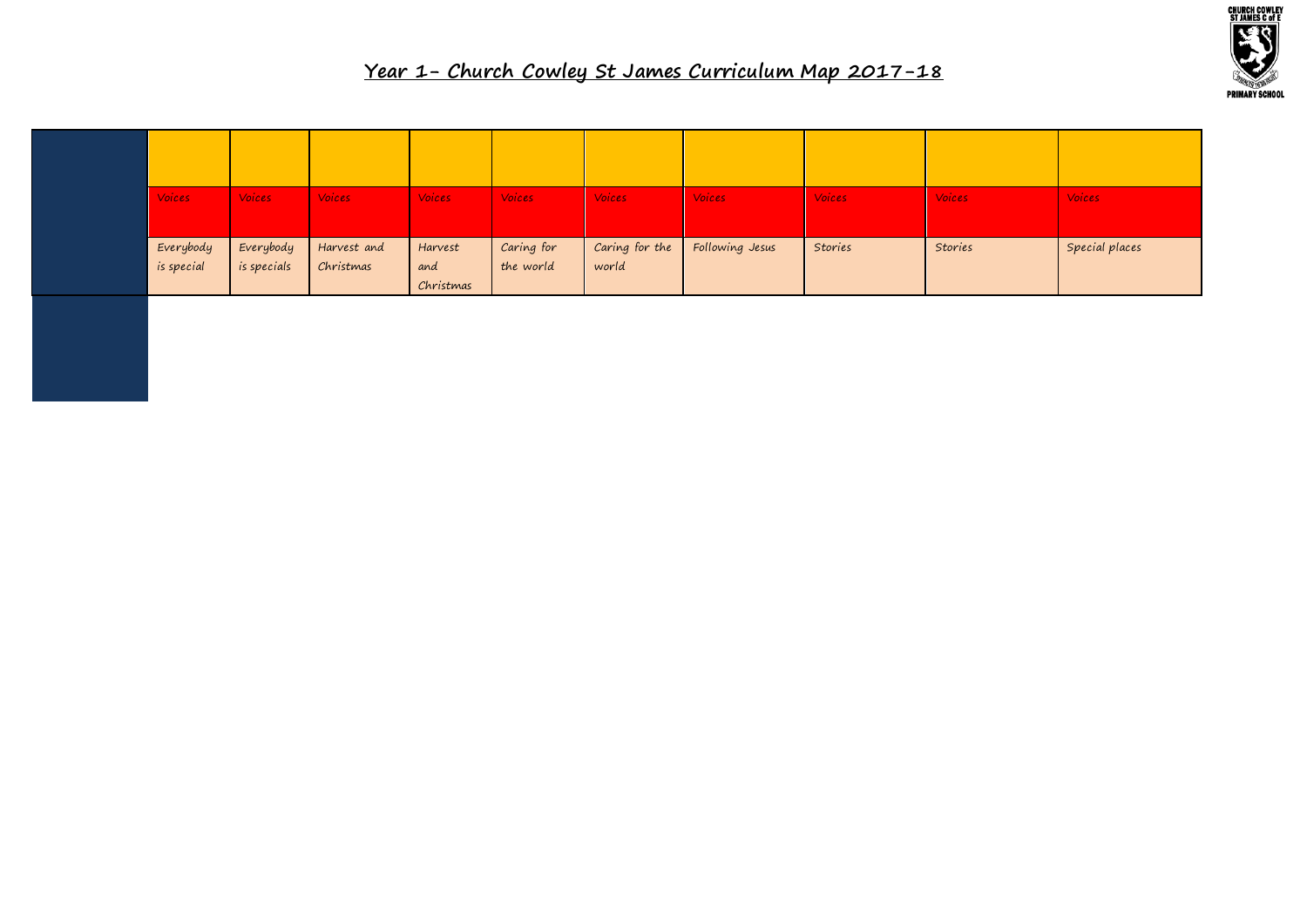## Year 1- Church Cowley St James Curriculum Map 2017-18

| | | | | | | | | | | |
|---|---|---|---|---|---|---|---|---|---|---|
| | | | | | | | | | | |
| | Voices | Voices | Voices | Voices | Voices | Voices | Voices | Voices | Voices | Voices |
| | Everybody is special | Everybody is specials | Harvest and Christmas | Harvest and Christmas | Caring for the world | Caring for the world | Following Jesus | Stories | Stories | Special places |